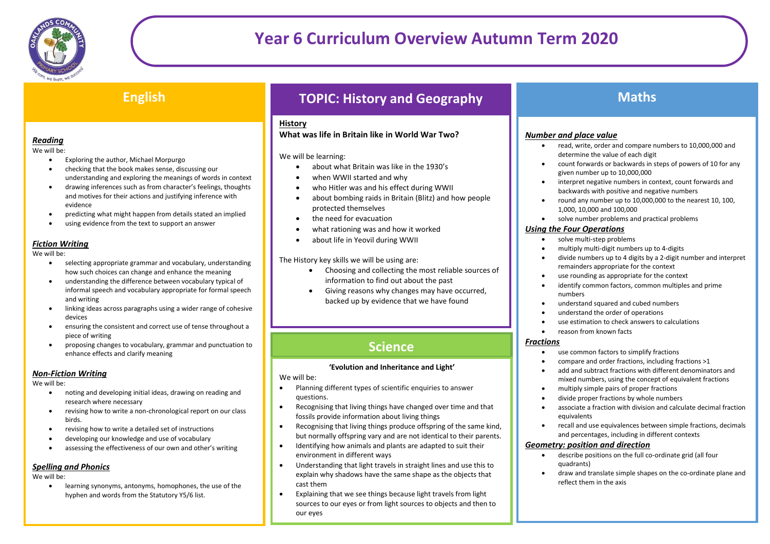# Year 6 Curriculum Overview Autumn Term 2020

## English

### *Reading*

We will be:

- Exploring the author, Michael Morpurgo
- checking that the book makes sense, discussing our understanding and exploring the meanings of words in context
- drawing inferences such as from character's feelings, thoughts and motives for their actions and justifying inference with evidence
- predicting what might happen from details stated an implied
- using evidence from the text to support an answer

### *Fiction Writing*

We will be:

- selecting appropriate grammar and vocabulary, understanding how such choices can change and enhance the meaning
- understanding the difference between vocabulary typical of informal speech and vocabulary appropriate for formal speech and writing
- linking ideas across paragraphs using a wider range of cohesive devices
- ensuring the consistent and correct use of tense throughout a piece of writing
- proposing changes to vocabulary, grammar and punctuation to enhance effects and clarify meaning

### *Non-Fiction Writing*

We will be:

- noting and developing initial ideas, drawing on reading and research where necessary
- revising how to write a non-chronological report on our class birds.
- revising how to write a detailed set of instructions
- developing our knowledge and use of vocabulary
- assessing the effectiveness of our own and other's writing

### *Spelling and Phonics*

We will be:

- learning synonyms, antonyms, homophones, the use of the hyphen and words from the Statutory Y5/6 list.

## TOPIC: History and Geography

### History

**What was life in Britain like in World War Two?**

We will be learning:

- about what Britain was like in the 1930's
- when WWII started and why
- who Hitler was and his effect during WWII
- about bombing raids in Britain (Blitz) and how people protected themselves
- the need for evacuation
- what rationing was and how it worked
- about life in Yeovil during WWII

The History key skills we will be using are:

- Choosing and collecting the most reliable sources of information to find out about the past
- Giving reasons why changes may have occurred, backed up by evidence that we have found

## Science

**'Evolution and Inheritance and Light'**

We will be:

- Planning different types of scientific enquiries to answer questions.
- Recognising that living things have changed over time and that fossils provide information about living things
- Recognising that living things produce offspring of the same kind, but normally offspring vary and are not identical to their parents.
- Identifying how animals and plants are adapted to suit their environment in different ways
- Understanding that light travels in straight lines and use this to explain why shadows have the same shape as the objects that cast them
- Explaining that we see things because light travels from light sources to our eyes or from light sources to objects and then to our eyes

## Maths

### *Number and place value*

- read, write, order and compare numbers to 10,000,000 and determine the value of each digit
- count forwards or backwards in steps of powers of 10 for any given number up to 10,000,000
- interpret negative numbers in context, count forwards and backwards with positive and negative numbers
- round any number up to 10,000,000 to the nearest 10, 100, 1,000, 10,000 and 100,000
- solve number problems and practical problems

### *Using the Four Operations*

- solve multi-step problems
- multiply multi-digit numbers up to 4-digits
- divide numbers up to 4 digits by a 2-digit number and interpret remainders appropriate for the context
- use rounding as appropriate for the context
- identify common factors, common multiples and prime numbers
- understand squared and cubed numbers
- understand the order of operations
- use estimation to check answers to calculations
- reason from known facts

### *Fractions*

- use common factors to simplify fractions
- compare and order fractions, including fractions >1
- add and subtract fractions with different denominators and mixed numbers, using the concept of equivalent fractions
- multiply simple pairs of proper fractions
- divide proper fractions by whole numbers
- associate a fraction with division and calculate decimal fraction equivalents
- recall and use equivalences between simple fractions, decimals and percentages, including in different contexts

### *Geometry: position and direction*

- describe positions on the full co-ordinate grid (all four quadrants)
- draw and translate simple shapes on the co-ordinate plane and reflect them in the axis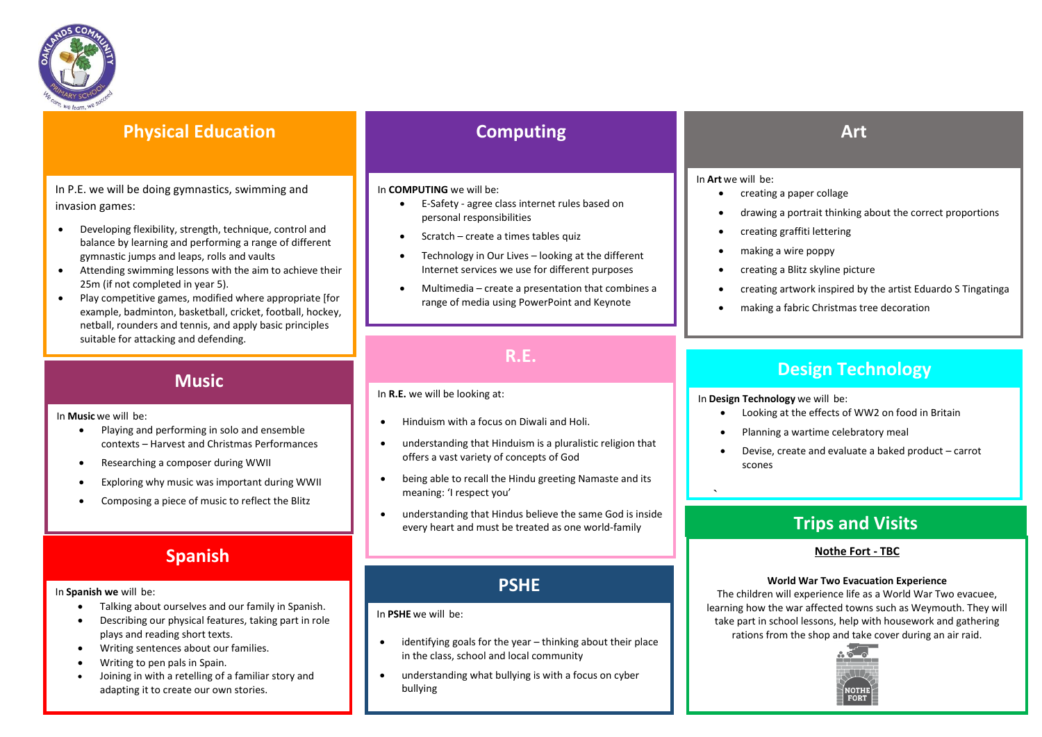## Physical Education

In P.E. we will be doing gymnastics, swimming and invasion games:

- Developing flexibility, strength, technique, control and balance by learning and performing a range of different gymnastic jumps and leaps, rolls and vaults
- Attending swimming lessons with the aim to achieve their 25m (if not completed in year 5).
- Play competitive games, modified where appropriate [for example, badminton, basketball, cricket, football, hockey, netball, rounders and tennis, and apply basic principles suitable for attacking and defending.

## Music

In **Music** we will be:

- Playing and performing in solo and ensemble contexts – Harvest and Christmas Performances
- Researching a composer during WWII
- Exploring why music was important during WWII
- Composing a piece of music to reflect the Blitz

## Spanish

In **Spanish we** will be:

- Talking about ourselves and our family in Spanish.
- Describing our physical features, taking part in role plays and reading short texts.
- Writing sentences about our families.
- Writing to pen pals in Spain.
- Joining in with a retelling of a familiar story and adapting it to create our own stories.

## Computing

In **COMPUTING** we will be:

- E-Safety - agree class internet rules based on personal responsibilities
- Scratch – create a times tables quiz
- Technology in Our Lives – looking at the different Internet services we use for different purposes
- Multimedia – create a presentation that combines a range of media using PowerPoint and Keynote

## R.E.

In **R.E.** we will be looking at:

- Hinduism with a focus on Diwali and Holi.
- understanding that Hinduism is a pluralistic religion that offers a vast variety of concepts of God
- being able to recall the Hindu greeting Namaste and its meaning: 'I respect you'
- understanding that Hindus believe the same God is inside every heart and must be treated as one world-family

## PSHE

In **PSHE** we will be:

- identifying goals for the year – thinking about their place in the class, school and local community
- understanding what bullying is with a focus on cyber bullying

## Art

In **Art** we will be:

- creating a paper collage
- drawing a portrait thinking about the correct proportions
- creating graffiti lettering
- making a wire poppy
- creating a Blitz skyline picture
- creating artwork inspired by the artist Eduardo S Tingatinga
- making a fabric Christmas tree decoration

## Design Technology

In **Design Technology** we will be:

- Looking at the effects of WW2 on food in Britain
- Planning a wartime celebratory meal
- Devise, create and evaluate a baked product – carrot scones

## Trips and Visits

**Nothe Fort - TBC**

**World War Two Evacuation Experience**

The children will experience life as a World War Two evacuee, learning how the war affected towns such as Weymouth. They will take part in school lessons, help with housework and gathering rations from the shop and take cover during an air raid.